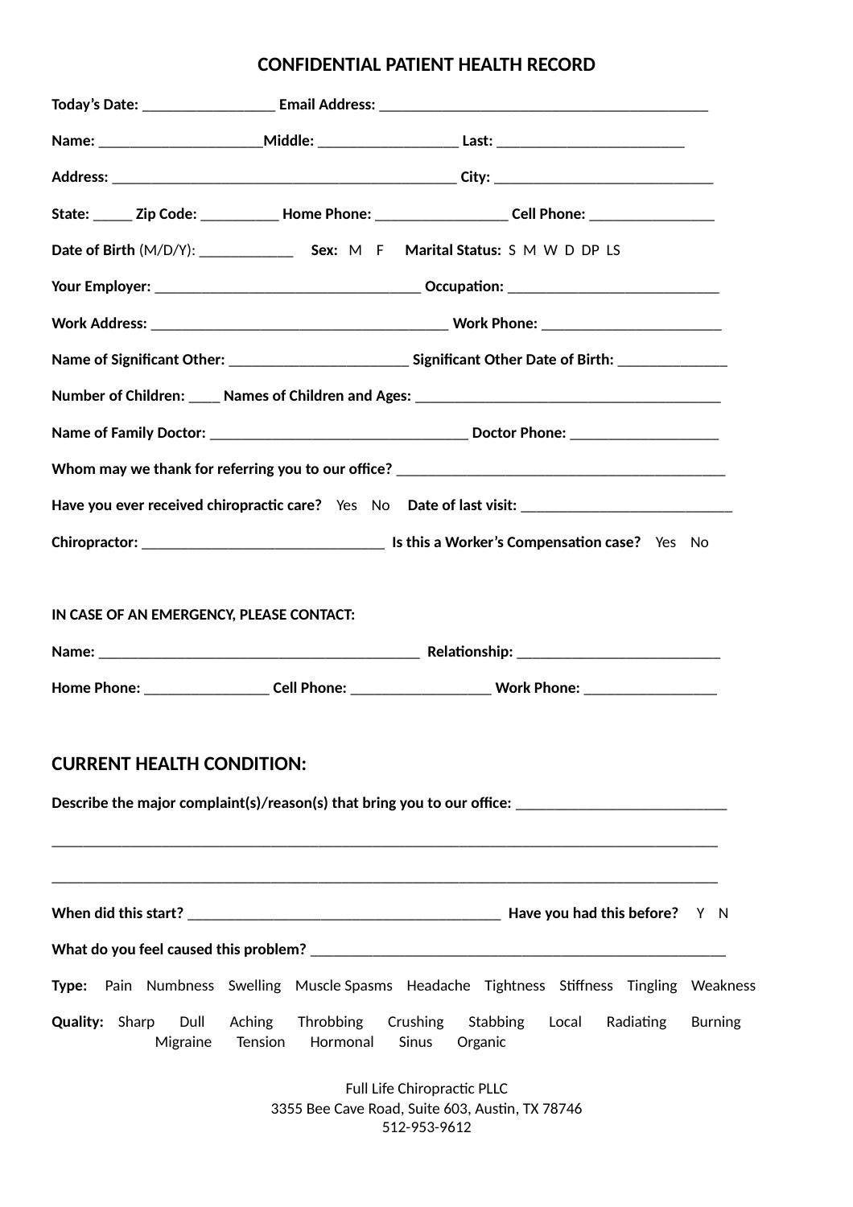## CONFIDENTIAL PATIENT HEALTH RECORD

**Today's Date:** _________________ **Email Address:** __________________________________________

**Name:** _____________________**Middle:** __________________ **Last:** ________________________

**Address:** ____________________________________________ **City:** ____________________________

**State:** _____ **Zip Code:** __________ **Home Phone:** _________________ **Cell Phone:** ________________

**Date of Birth** (M/D/Y): ____________ **Sex:** M F **Marital Status:** S M W D DP LS

**Your Employer:** __________________________________ **Occupation:** ___________________________

**Work Address:** ______________________________________ **Work Phone:** _______________________

**Name of Significant Other:** _______________________ **Significant Other Date of Birth:** ______________

**Number of Children:** ____ **Names of Children and Ages:** _______________________________________

**Name of Family Doctor:** _________________________________ **Doctor Phone:** ___________________

**Whom may we thank for referring you to our office?** __________________________________________

**Have you ever received chiropractic care?** Yes No **Date of last visit:** ___________________________

**Chiropractor:** _______________________________ **Is this a Worker's Compensation case?** Yes No

**IN CASE OF AN EMERGENCY, PLEASE CONTACT:**

**Name:** _________________________________________ **Relationship:** __________________________

**Home Phone:** ________________ **Cell Phone:** __________________ **Work Phone:** _________________

## CURRENT HEALTH CONDITION:

**Describe the major complaint(s)/reason(s) that bring you to our office:** ___________________________

______________________________________________________________________________________

______________________________________________________________________________________

**When did this start?** _______________________________________ **Have you had this before?** Y N

**What do you feel caused this problem?** ____________________________________________________

**Type:** Pain Numbness Swelling Muscle Spasms Headache Tightness Stiffness Tingling Weakness

**Quality:** Sharp Dull Aching Throbbing Crushing Stabbing Local Radiating Burning Migraine Tension Hormonal Sinus Organic

Full Life Chiropractic PLLC
3355 Bee Cave Road, Suite 603, Austin, TX 78746
512-953-9612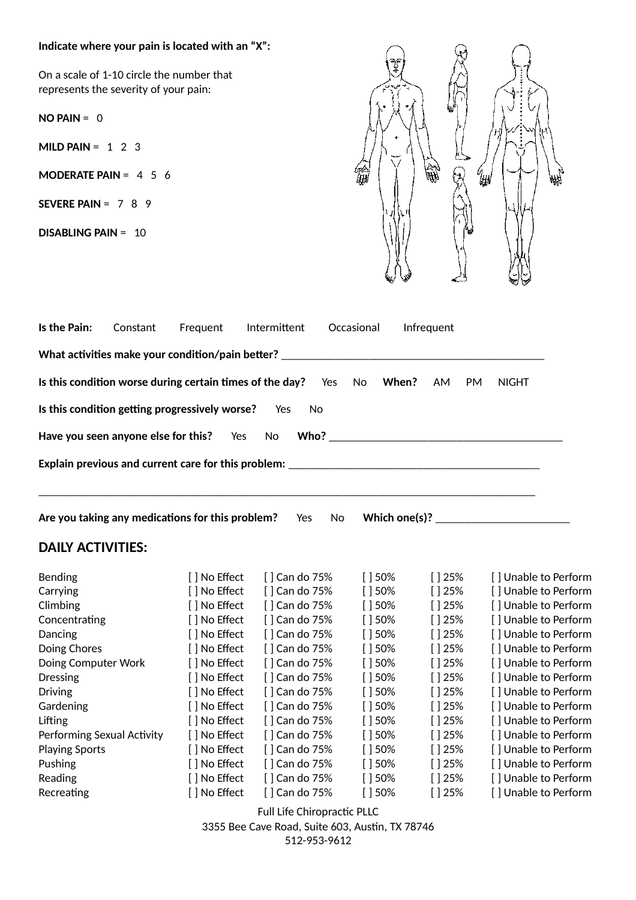**Indicate where your pain is located with an "X":**

On a scale of 1-10 circle the number that represents the severity of your pain:

**NO PAIN** = 0

**MILD PAIN** = 1 2 3

**MODERATE PAIN** = 4 5 6

**SEVERE PAIN** = 7 8 9

**DISABLING PAIN** = 10

**Is the Pain:** Constant Frequent Intermittent Occasional Infrequent

**What activities make your condition/pain better?** ____________________________________________

**Is this condition worse during certain times of the day?** Yes No **When?** AM PM NIGHT

**Is this condition getting progressively worse?** Yes No

**Have you seen anyone else for this?** Yes No **Who?** ________________________________________

**Explain previous and current care for this problem:** ____________________________________________

_____________________________________________________________________________________

**Are you taking any medications for this problem?** Yes No **Which one(s)?** _______________________

## DAILY ACTIVITIES:

| | | | | | |
|---|---|---|---|---|---|
| Bending | [ ] No Effect | [ ] Can do 75% | [ ] 50% | [ ] 25% | [ ] Unable to Perform |
| Carrying | [ ] No Effect | [ ] Can do 75% | [ ] 50% | [ ] 25% | [ ] Unable to Perform |
| Climbing | [ ] No Effect | [ ] Can do 75% | [ ] 50% | [ ] 25% | [ ] Unable to Perform |
| Concentrating | [ ] No Effect | [ ] Can do 75% | [ ] 50% | [ ] 25% | [ ] Unable to Perform |
| Dancing | [ ] No Effect | [ ] Can do 75% | [ ] 50% | [ ] 25% | [ ] Unable to Perform |
| Doing Chores | [ ] No Effect | [ ] Can do 75% | [ ] 50% | [ ] 25% | [ ] Unable to Perform |
| Doing Computer Work | [ ] No Effect | [ ] Can do 75% | [ ] 50% | [ ] 25% | [ ] Unable to Perform |
| Dressing | [ ] No Effect | [ ] Can do 75% | [ ] 50% | [ ] 25% | [ ] Unable to Perform |
| Driving | [ ] No Effect | [ ] Can do 75% | [ ] 50% | [ ] 25% | [ ] Unable to Perform |
| Gardening | [ ] No Effect | [ ] Can do 75% | [ ] 50% | [ ] 25% | [ ] Unable to Perform |
| Lifting | [ ] No Effect | [ ] Can do 75% | [ ] 50% | [ ] 25% | [ ] Unable to Perform |
| Performing Sexual Activity | [ ] No Effect | [ ] Can do 75% | [ ] 50% | [ ] 25% | [ ] Unable to Perform |
| Playing Sports | [ ] No Effect | [ ] Can do 75% | [ ] 50% | [ ] 25% | [ ] Unable to Perform |
| Pushing | [ ] No Effect | [ ] Can do 75% | [ ] 50% | [ ] 25% | [ ] Unable to Perform |
| Reading | [ ] No Effect | [ ] Can do 75% | [ ] 50% | [ ] 25% | [ ] Unable to Perform |
| Recreating | [ ] No Effect | [ ] Can do 75% | [ ] 50% | [ ] 25% | [ ] Unable to Perform |

Full Life Chiropractic PLLC
3355 Bee Cave Road, Suite 603, Austin, TX 78746
512-953-9612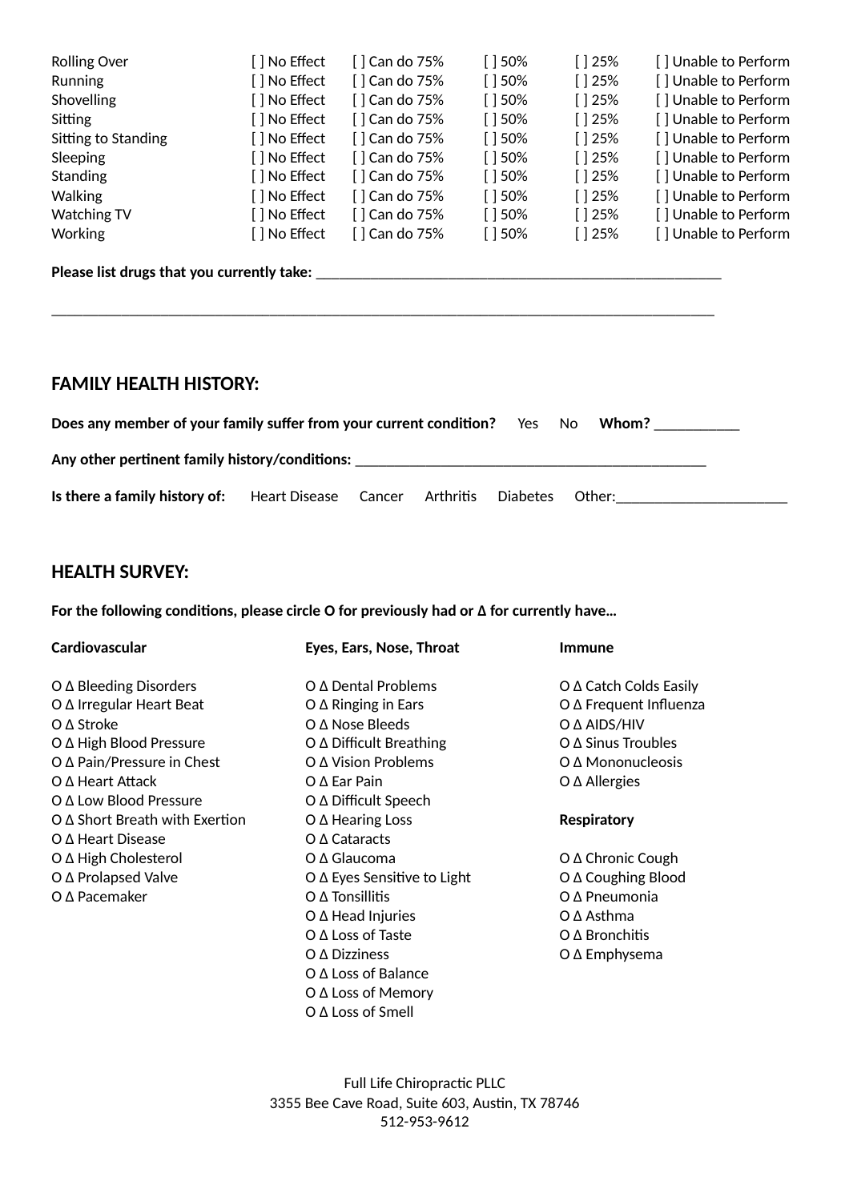| | | | | | |
|---|---|---|---|---|---|
| Rolling Over | [ ] No Effect | [ ] Can do 75% | [ ] 50% | [ ] 25% | [ ] Unable to Perform |
| Running | [ ] No Effect | [ ] Can do 75% | [ ] 50% | [ ] 25% | [ ] Unable to Perform |
| Shovelling | [ ] No Effect | [ ] Can do 75% | [ ] 50% | [ ] 25% | [ ] Unable to Perform |
| Sitting | [ ] No Effect | [ ] Can do 75% | [ ] 50% | [ ] 25% | [ ] Unable to Perform |
| Sitting to Standing | [ ] No Effect | [ ] Can do 75% | [ ] 50% | [ ] 25% | [ ] Unable to Perform |
| Sleeping | [ ] No Effect | [ ] Can do 75% | [ ] 50% | [ ] 25% | [ ] Unable to Perform |
| Standing | [ ] No Effect | [ ] Can do 75% | [ ] 50% | [ ] 25% | [ ] Unable to Perform |
| Walking | [ ] No Effect | [ ] Can do 75% | [ ] 50% | [ ] 25% | [ ] Unable to Perform |
| Watching TV | [ ] No Effect | [ ] Can do 75% | [ ] 50% | [ ] 25% | [ ] Unable to Perform |
| Working | [ ] No Effect | [ ] Can do 75% | [ ] 50% | [ ] 25% | [ ] Unable to Perform |

**Please list drugs that you currently take:** ____________________________________________________

_____________________________________________________________________________________

## FAMILY HEALTH HISTORY:

**Does any member of your family suffer from your current condition?** Yes No **Whom?** ___________

**Any other pertinent family history/conditions:** ______________________________________________

**Is there a family history of:** Heart Disease Cancer Arthritis Diabetes Other:______________________

## HEALTH SURVEY:

**For the following conditions, please circle O for previously had or Δ for currently have…**

**Cardiovascular**

- O Δ Bleeding Disorders
- O Δ Irregular Heart Beat
- O Δ Stroke
- O Δ High Blood Pressure
- O Δ Pain/Pressure in Chest
- O Δ Heart Attack
- O Δ Low Blood Pressure
- O Δ Short Breath with Exertion
- O Δ Heart Disease
- O Δ High Cholesterol
- O Δ Prolapsed Valve
- O Δ Pacemaker

**Eyes, Ears, Nose, Throat**

- O Δ Dental Problems
- O Δ Ringing in Ears
- O Δ Nose Bleeds
- O Δ Difficult Breathing
- O Δ Vision Problems
- O Δ Ear Pain
- O Δ Difficult Speech
- O Δ Hearing Loss
- O Δ Cataracts
- O Δ Glaucoma
- O Δ Eyes Sensitive to Light
- O Δ Tonsillitis
- O Δ Head Injuries
- O Δ Loss of Taste
- O Δ Dizziness
- O Δ Loss of Balance
- O Δ Loss of Memory
- O Δ Loss of Smell

**Immune**

- O Δ Catch Colds Easily
- O Δ Frequent Influenza
- O Δ AIDS/HIV
- O Δ Sinus Troubles
- O Δ Mononucleosis
- O Δ Allergies

**Respiratory**

- O Δ Chronic Cough
- O Δ Coughing Blood
- O Δ Pneumonia
- O Δ Asthma
- O Δ Bronchitis
- O Δ Emphysema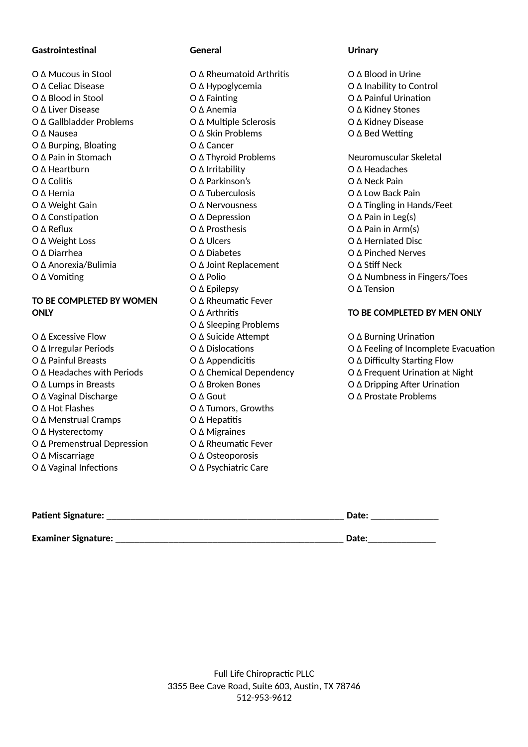**Gastrointestinal**

O Δ Mucous in Stool
O Δ Celiac Disease
O Δ Blood in Stool
O Δ Liver Disease
O Δ Gallbladder Problems
O Δ Nausea
O Δ Burping, Bloating
O Δ Pain in Stomach
O Δ Heartburn
O Δ Colitis
O Δ Hernia
O Δ Weight Gain
O Δ Constipation
O Δ Reflux
O Δ Weight Loss
O Δ Diarrhea
O Δ Anorexia/Bulimia
O Δ Vomiting

**TO BE COMPLETED BY WOMEN ONLY**

O Δ Excessive Flow
O Δ Irregular Periods
O Δ Painful Breasts
O Δ Headaches with Periods
O Δ Lumps in Breasts
O Δ Vaginal Discharge
O Δ Hot Flashes
O Δ Menstrual Cramps
O Δ Hysterectomy
O Δ Premenstrual Depression
O Δ Miscarriage
O Δ Vaginal Infections

**General**

O Δ Rheumatoid Arthritis
O Δ Hypoglycemia
O Δ Fainting
O Δ Anemia
O Δ Multiple Sclerosis
O Δ Skin Problems
O Δ Cancer
O Δ Thyroid Problems
O Δ Irritability
O Δ Parkinson's
O Δ Tuberculosis
O Δ Nervousness
O Δ Depression
O Δ Prosthesis
O Δ Ulcers
O Δ Diabetes
O Δ Joint Replacement
O Δ Polio
O Δ Epilepsy
O Δ Rheumatic Fever
O Δ Arthritis
O Δ Sleeping Problems
O Δ Suicide Attempt
O Δ Dislocations
O Δ Appendicitis
O Δ Chemical Dependency
O Δ Broken Bones
O Δ Gout
O Δ Tumors, Growths
O Δ Hepatitis
O Δ Migraines
O Δ Rheumatic Fever
O Δ Osteoporosis
O Δ Psychiatric Care

**Urinary**

O Δ Blood in Urine
O Δ Inability to Control
O Δ Painful Urination
O Δ Kidney Stones
O Δ Kidney Disease
O Δ Bed Wetting

Neuromuscular Skeletal
O Δ Headaches
O Δ Neck Pain
O Δ Low Back Pain
O Δ Tingling in Hands/Feet
O Δ Pain in Leg(s)
O Δ Pain in Arm(s)
O Δ Herniated Disc
O Δ Pinched Nerves
O Δ Stiff Neck
O Δ Numbness in Fingers/Toes
O Δ Tension

**TO BE COMPLETED BY MEN ONLY**

O Δ Burning Urination
O Δ Feeling of Incomplete Evacuation
O Δ Difficulty Starting Flow
O Δ Frequent Urination at Night
O Δ Dripping After Urination
O Δ Prostate Problems

**Patient Signature:** _________________________________________________ **Date:** ______________

**Examiner Signature:** _______________________________________________ **Date:**______________

Full Life Chiropractic PLLC
3355 Bee Cave Road, Suite 603, Austin, TX 78746
512-953-9612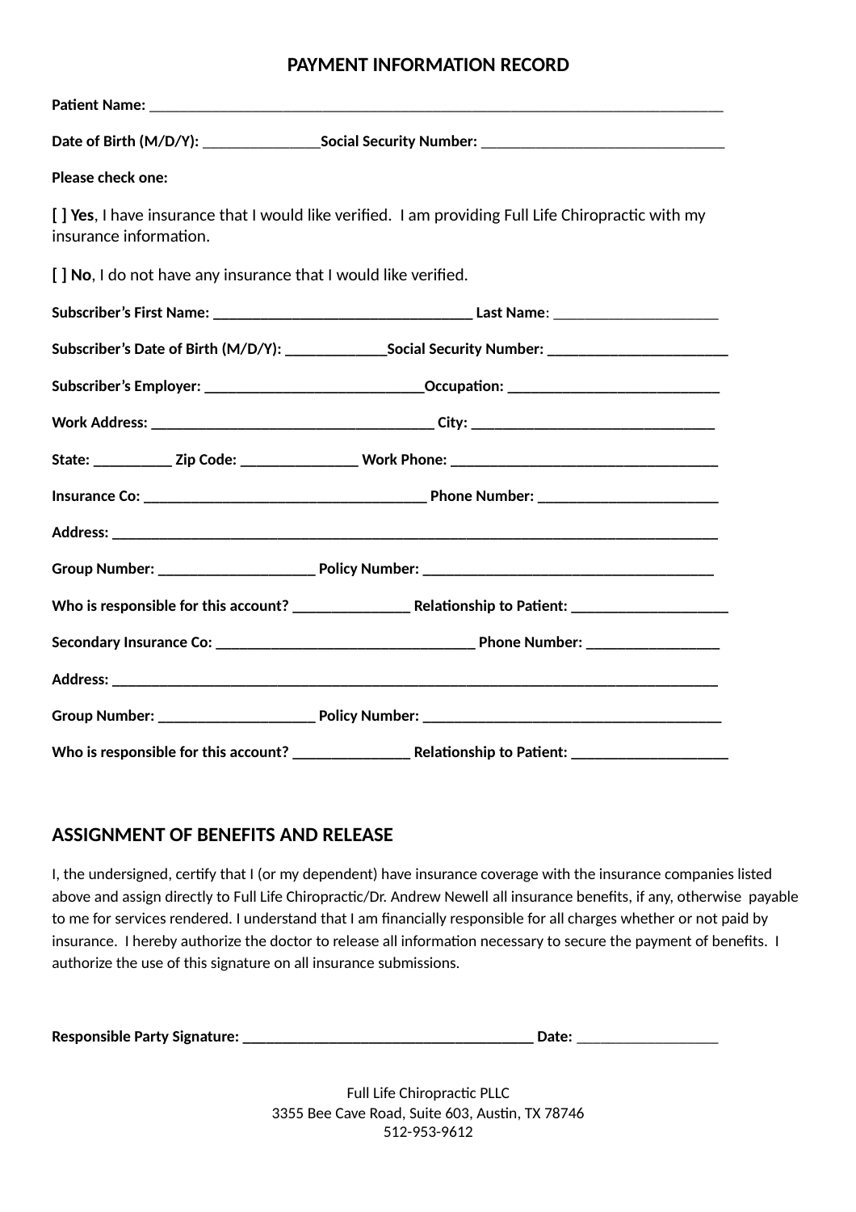## PAYMENT INFORMATION RECORD

**Patient Name:** ___________________________________________________________________________

**Date of Birth (M/D/Y):** _______________**Social Security Number:** ________________________________

**Please check one:**

**[ ] Yes**, I have insurance that I would like verified. I am providing Full Life Chiropractic with my insurance information.

**[ ] No**, I do not have any insurance that I would like verified.

**Subscriber's First Name:** __________________________________ **Last Name**: _____________________

**Subscriber's Date of Birth (M/D/Y):** _____________**Social Security Number:** _______________________

**Subscriber's Employer:** ____________________________**Occupation:** ___________________________

**Work Address:** _____________________________________ **City:** ________________________________

**State:** __________ **Zip Code:** _______________ **Work Phone:** ___________________________________

**Insurance Co:** _____________________________________ **Phone Number:** _______________________

**Address:** ______________________________________________________________________________

**Group Number:** ____________________ **Policy Number:** _____________________________________

**Who is responsible for this account?** _______________ **Relationship to Patient:** ____________________

**Secondary Insurance Co:** __________________________________ **Phone Number:** _________________

**Address:** ______________________________________________________________________________

**Group Number:** ____________________ **Policy Number:** _______________________________________

**Who is responsible for this account?** _______________ **Relationship to Patient:** ____________________

## ASSIGNMENT OF BENEFITS AND RELEASE

I, the undersigned, certify that I (or my dependent) have insurance coverage with the insurance companies listed above and assign directly to Full Life Chiropractic/Dr. Andrew Newell all insurance benefits, if any, otherwise payable to me for services rendered. I understand that I am financially responsible for all charges whether or not paid by insurance. I hereby authorize the doctor to release all information necessary to secure the payment of benefits. I authorize the use of this signature on all insurance submissions.

**Responsible Party Signature:** ______________________________________ **Date:** __________________

Full Life Chiropractic PLLC
3355 Bee Cave Road, Suite 603, Austin, TX 78746
512-953-9612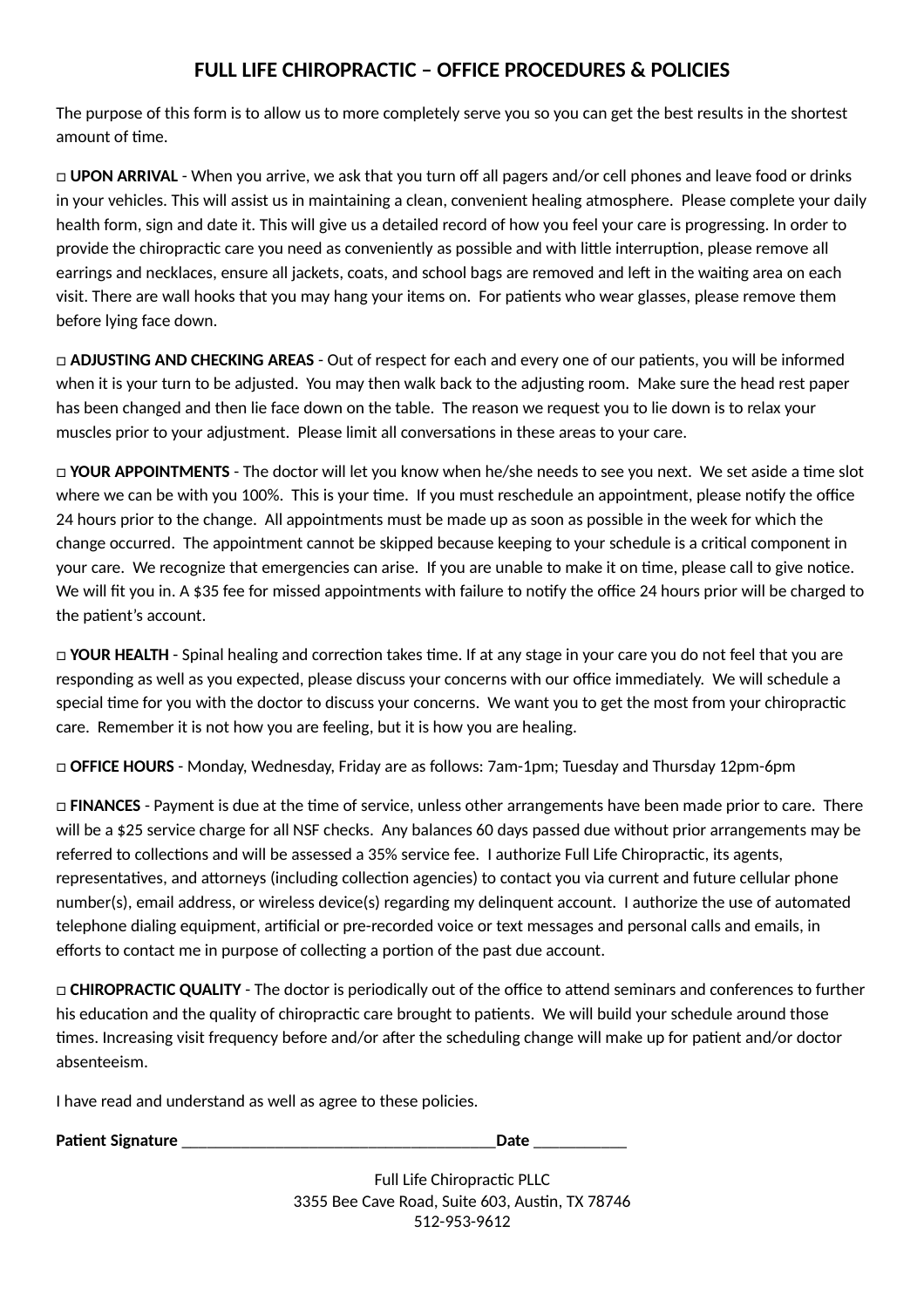# FULL LIFE CHIROPRACTIC – OFFICE PROCEDURES & POLICIES

The purpose of this form is to allow us to more completely serve you so you can get the best results in the shortest amount of time.

□ **UPON ARRIVAL** - When you arrive, we ask that you turn off all pagers and/or cell phones and leave food or drinks in your vehicles. This will assist us in maintaining a clean, convenient healing atmosphere. Please complete your daily health form, sign and date it. This will give us a detailed record of how you feel your care is progressing. In order to provide the chiropractic care you need as conveniently as possible and with little interruption, please remove all earrings and necklaces, ensure all jackets, coats, and school bags are removed and left in the waiting area on each visit. There are wall hooks that you may hang your items on. For patients who wear glasses, please remove them before lying face down.

□ **ADJUSTING AND CHECKING AREAS** - Out of respect for each and every one of our patients, you will be informed when it is your turn to be adjusted. You may then walk back to the adjusting room. Make sure the head rest paper has been changed and then lie face down on the table. The reason we request you to lie down is to relax your muscles prior to your adjustment. Please limit all conversations in these areas to your care.

□ **YOUR APPOINTMENTS** - The doctor will let you know when he/she needs to see you next. We set aside a time slot where we can be with you 100%. This is your time. If you must reschedule an appointment, please notify the office 24 hours prior to the change. All appointments must be made up as soon as possible in the week for which the change occurred. The appointment cannot be skipped because keeping to your schedule is a critical component in your care. We recognize that emergencies can arise. If you are unable to make it on time, please call to give notice. We will fit you in. A $35 fee for missed appointments with failure to notify the office 24 hours prior will be charged to the patient's account.

□ **YOUR HEALTH** - Spinal healing and correction takes time. If at any stage in your care you do not feel that you are responding as well as you expected, please discuss your concerns with our office immediately. We will schedule a special time for you with the doctor to discuss your concerns. We want you to get the most from your chiropractic care. Remember it is not how you are feeling, but it is how you are healing.

□ **OFFICE HOURS** - Monday, Wednesday, Friday are as follows: 7am-1pm; Tuesday and Thursday 12pm-6pm

□ **FINANCES** - Payment is due at the time of service, unless other arrangements have been made prior to care. There will be a $25 service charge for all NSF checks. Any balances 60 days passed due without prior arrangements may be referred to collections and will be assessed a 35% service fee. I authorize Full Life Chiropractic, its agents, representatives, and attorneys (including collection agencies) to contact you via current and future cellular phone number(s), email address, or wireless device(s) regarding my delinquent account. I authorize the use of automated telephone dialing equipment, artificial or pre-recorded voice or text messages and personal calls and emails, in efforts to contact me in purpose of collecting a portion of the past due account.

□ **CHIROPRACTIC QUALITY** - The doctor is periodically out of the office to attend seminars and conferences to further his education and the quality of chiropractic care brought to patients. We will build your schedule around those times. Increasing visit frequency before and/or after the scheduling change will make up for patient and/or doctor absenteeism.

I have read and understand as well as agree to these policies.

**Patient Signature** _____________________________________**Date** ___________

Full Life Chiropractic PLLC
3355 Bee Cave Road, Suite 603, Austin, TX 78746
512-953-9612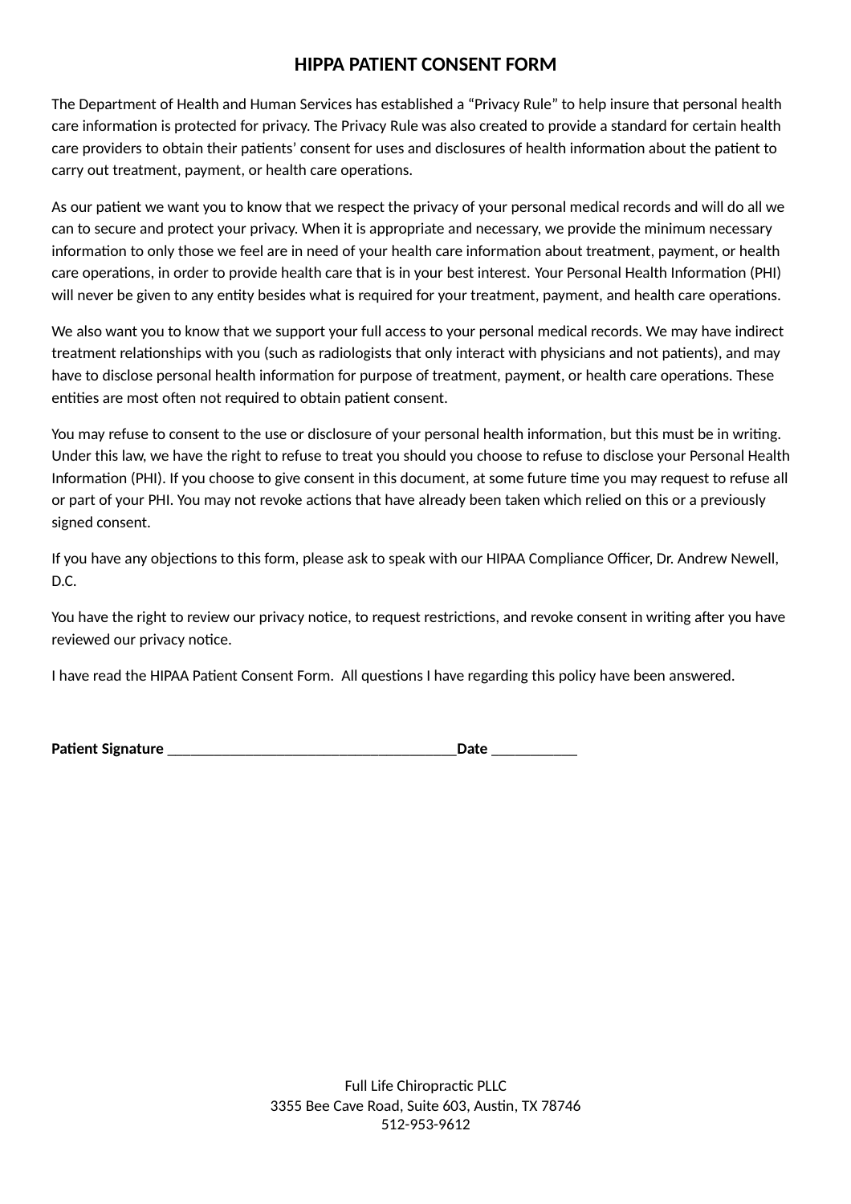# HIPPA PATIENT CONSENT FORM

The Department of Health and Human Services has established a "Privacy Rule" to help insure that personal health care information is protected for privacy. The Privacy Rule was also created to provide a standard for certain health care providers to obtain their patients' consent for uses and disclosures of health information about the patient to carry out treatment, payment, or health care operations.

As our patient we want you to know that we respect the privacy of your personal medical records and will do all we can to secure and protect your privacy. When it is appropriate and necessary, we provide the minimum necessary information to only those we feel are in need of your health care information about treatment, payment, or health care operations, in order to provide health care that is in your best interest. Your Personal Health Information (PHI) will never be given to any entity besides what is required for your treatment, payment, and health care operations.

We also want you to know that we support your full access to your personal medical records. We may have indirect treatment relationships with you (such as radiologists that only interact with physicians and not patients), and may have to disclose personal health information for purpose of treatment, payment, or health care operations. These entities are most often not required to obtain patient consent.

You may refuse to consent to the use or disclosure of your personal health information, but this must be in writing. Under this law, we have the right to refuse to treat you should you choose to refuse to disclose your Personal Health Information (PHI). If you choose to give consent in this document, at some future time you may request to refuse all or part of your PHI. You may not revoke actions that have already been taken which relied on this or a previously signed consent.

If you have any objections to this form, please ask to speak with our HIPAA Compliance Officer, Dr. Andrew Newell, D.C.

You have the right to review our privacy notice, to request restrictions, and revoke consent in writing after you have reviewed our privacy notice.

I have read the HIPAA Patient Consent Form. All questions I have regarding this policy have been answered.

**Patient Signature** ______________________________________**Date** ___________

Full Life Chiropractic PLLC
3355 Bee Cave Road, Suite 603, Austin, TX 78746
512-953-9612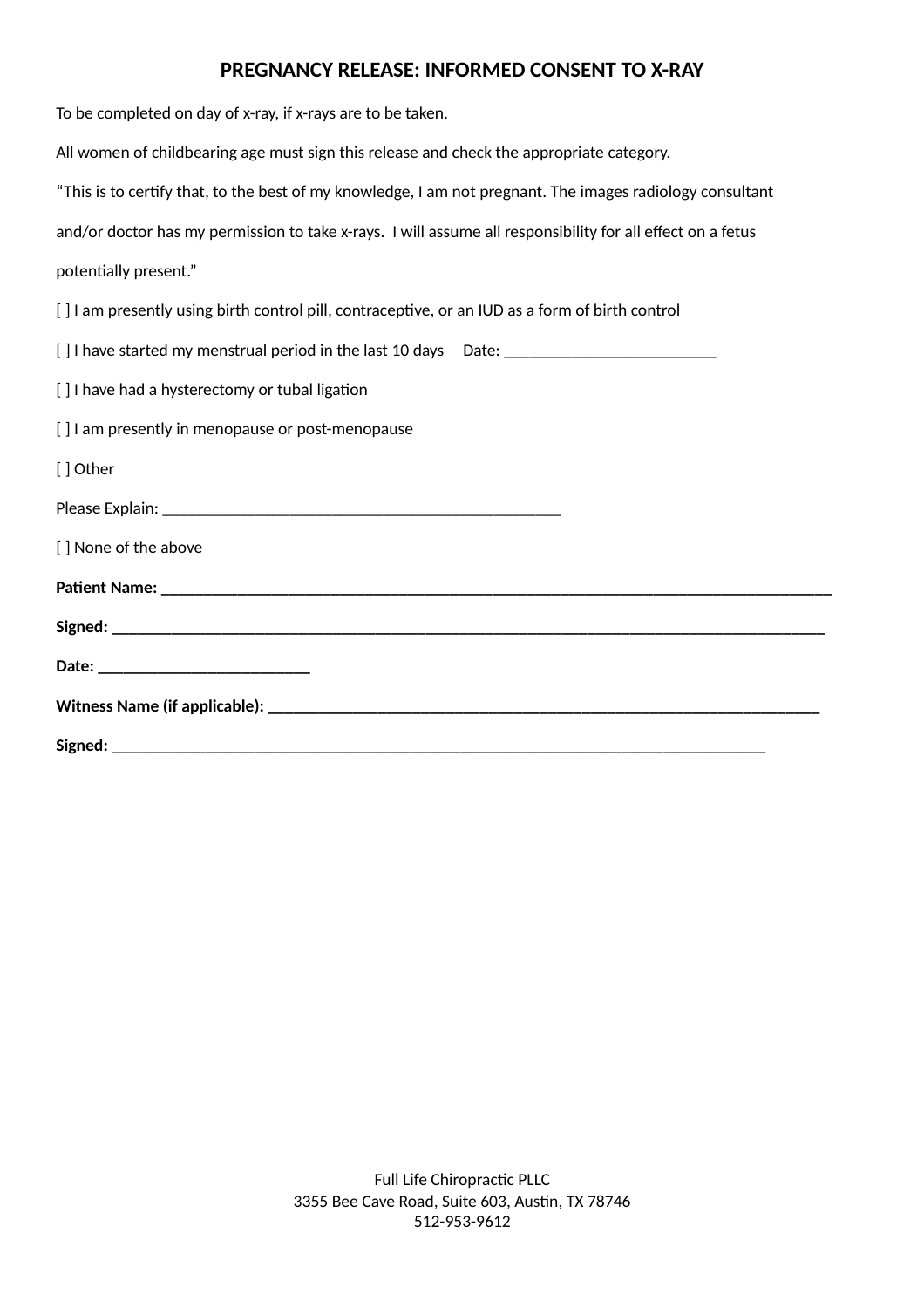## PREGNANCY RELEASE: INFORMED CONSENT TO X-RAY

To be completed on day of x-ray, if x-rays are to be taken.

All women of childbearing age must sign this release and check the appropriate category.

"This is to certify that, to the best of my knowledge, I am not pregnant. The images radiology consultant and/or doctor has my permission to take x-rays. I will assume all responsibility for all effect on a fetus potentially present."

[ ] I am presently using birth control pill, contraceptive, or an IUD as a form of birth control

[ ] I have started my menstrual period in the last 10 days Date: __________________________

[ ] I have had a hysterectomy or tubal ligation

[ ] I am presently in menopause or post-menopause

[ ] Other

Please Explain: __________________________________________________

[ ] None of the above

**Patient Name: __________________________________________________________________________________**

**Signed: _________________________________________________________________________________________**

**Date: __________________________**

**Witness Name (if applicable): ______________________________________________________________________**

**Signed:** _________________________________________________________________________________

Full Life Chiropractic PLLC
3355 Bee Cave Road, Suite 603, Austin, TX 78746
512-953-9612